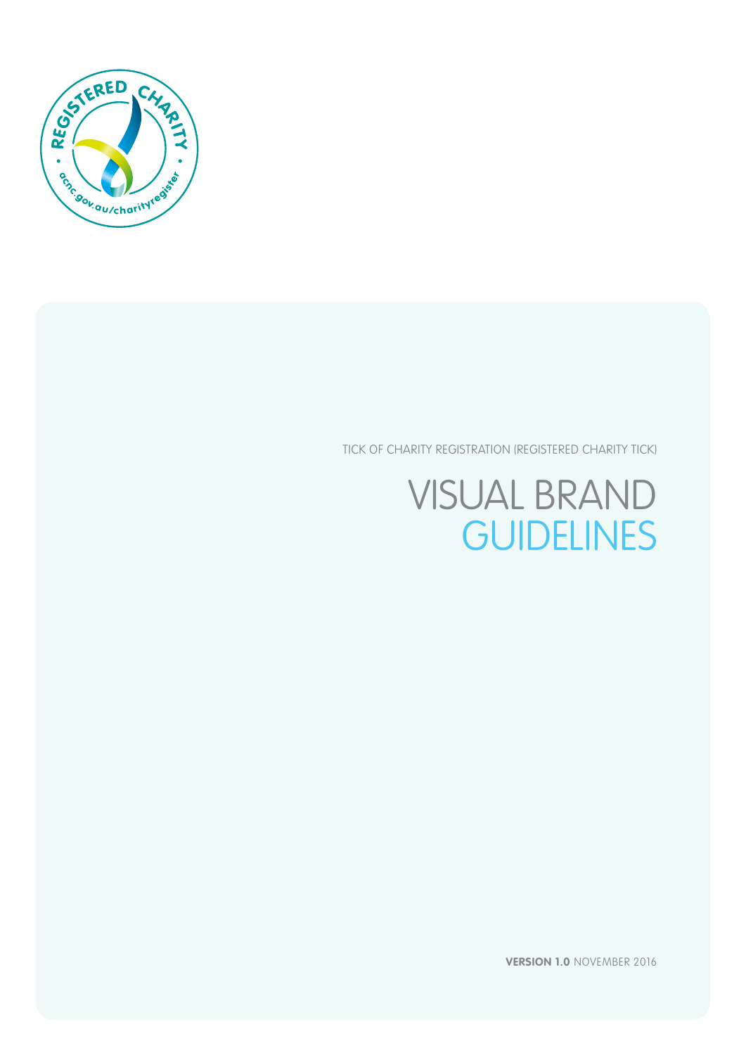TICK OF CHARITY REGISTRATION (REGISTERED CHARITY TICK)

# VISUAL BRAND GUIDELINES

**VERSION 1.0** NOVEMBER 2016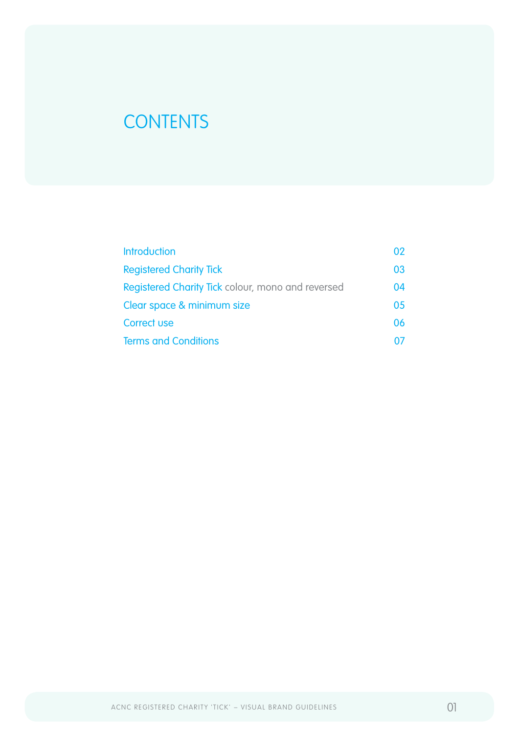# CONTENTS

| | |
|---|---|
| Introduction | 02 |
| Registered Charity Tick | 03 |
| Registered Charity Tick colour, mono and reversed | 04 |
| Clear space & minimum size | 05 |
| Correct use | 06 |
| Terms and Conditions | 07 |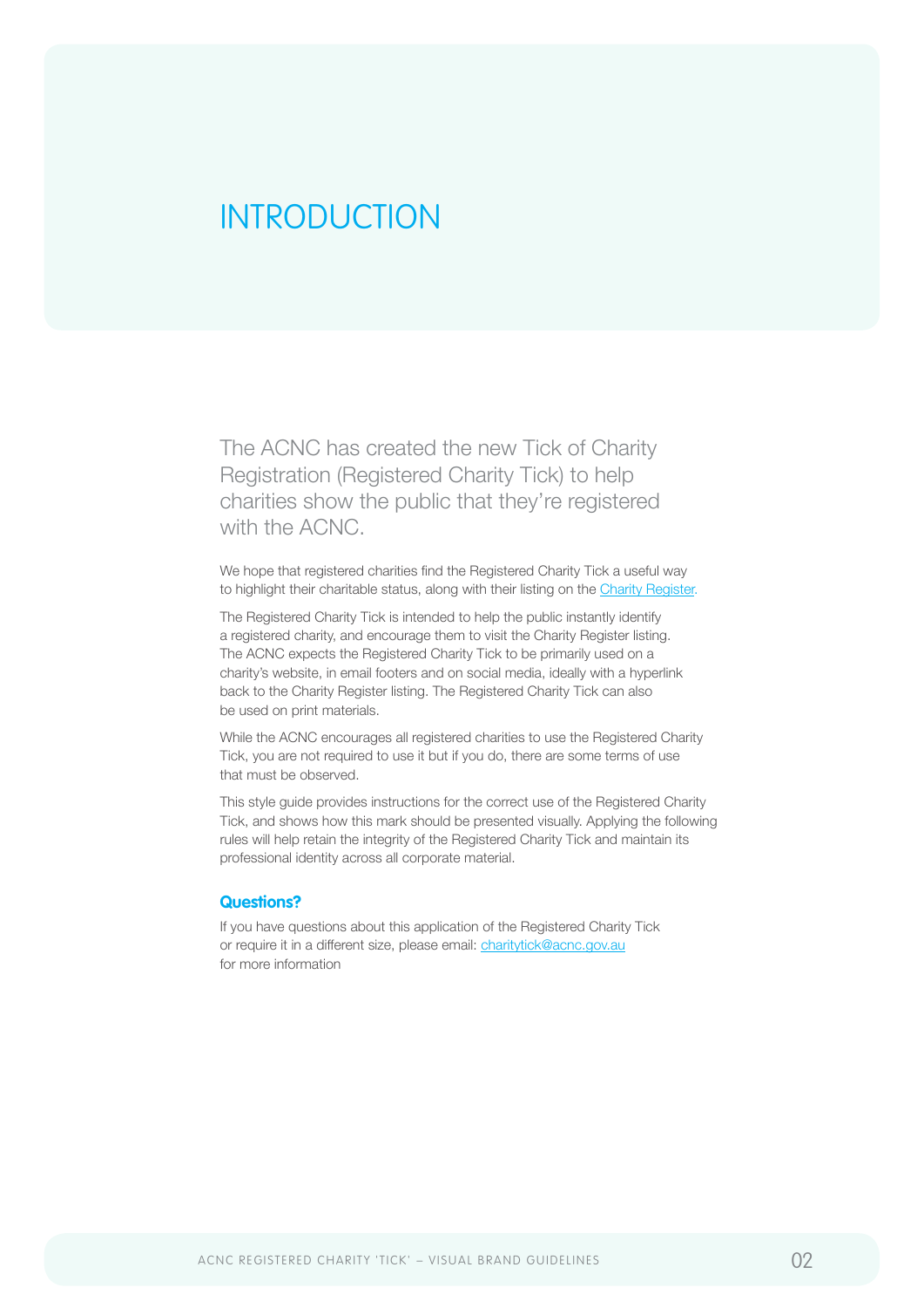# INTRODUCTION

The ACNC has created the new Tick of Charity Registration (Registered Charity Tick) to help charities show the public that they're registered with the ACNC.

We hope that registered charities find the Registered Charity Tick a useful way to highlight their charitable status, along with their listing on the Charity Register.

The Registered Charity Tick is intended to help the public instantly identify a registered charity, and encourage them to visit the Charity Register listing. The ACNC expects the Registered Charity Tick to be primarily used on a charity's website, in email footers and on social media, ideally with a hyperlink back to the Charity Register listing. The Registered Charity Tick can also be used on print materials.

While the ACNC encourages all registered charities to use the Registered Charity Tick, you are not required to use it but if you do, there are some terms of use that must be observed.

This style guide provides instructions for the correct use of the Registered Charity Tick, and shows how this mark should be presented visually. Applying the following rules will help retain the integrity of the Registered Charity Tick and maintain its professional identity across all corporate material.

### Questions?

If you have questions about this application of the Registered Charity Tick or require it in a different size, please email: charitytick@acnc.gov.au for more information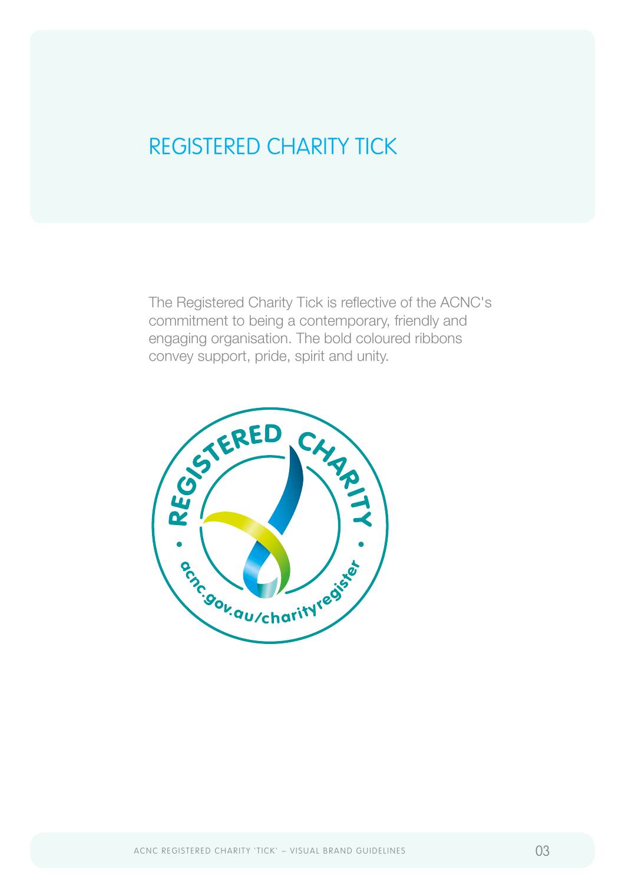# REGISTERED CHARITY TICK

The Registered Charity Tick is reflective of the ACNC's commitment to being a contemporary, friendly and engaging organisation. The bold coloured ribbons convey support, pride, spirit and unity.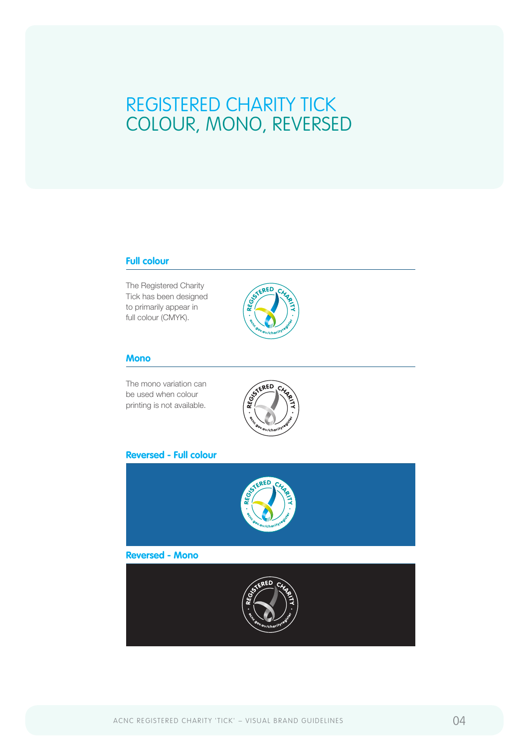# REGISTERED CHARITY TICK
# COLOUR, MONO, REVERSED

## Full colour

The Registered Charity Tick has been designed to primarily appear in full colour (CMYK).

## Mono

The mono variation can be used when colour printing is not available.

## Reversed - Full colour

## Reversed - Mono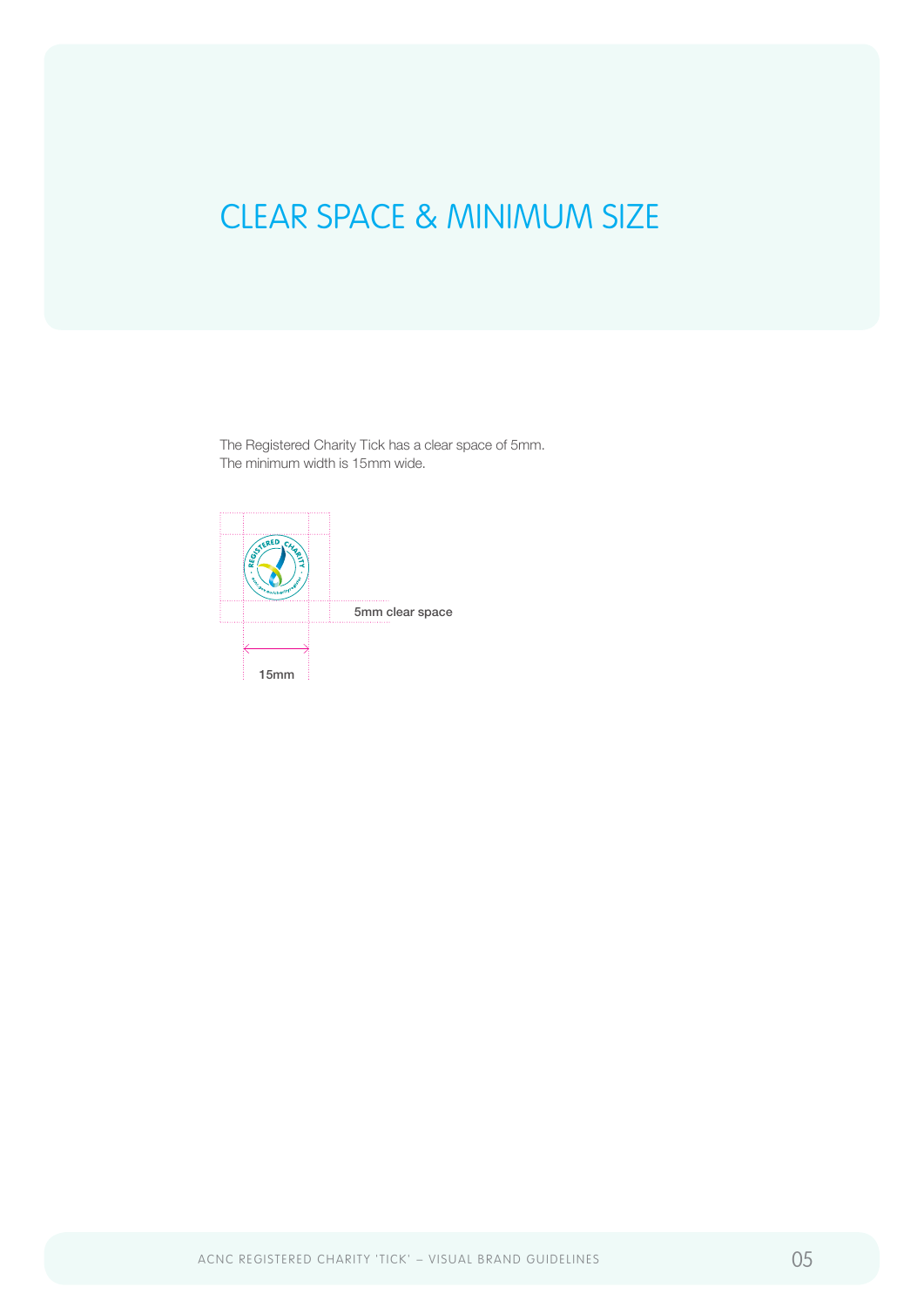# CLEAR SPACE & MINIMUM SIZE

The Registered Charity Tick has a clear space of 5mm.
The minimum width is 15mm wide.

5mm clear space

15mm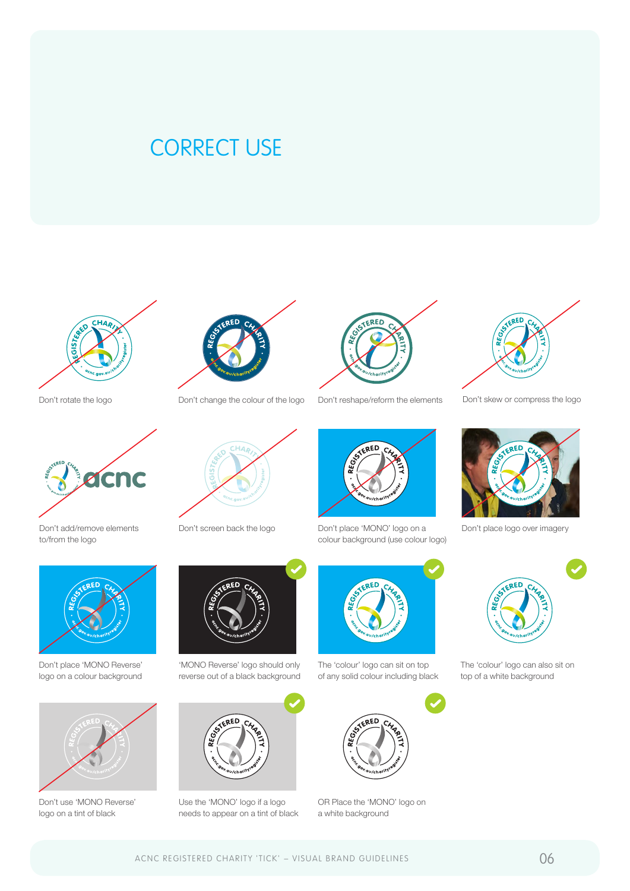# CORRECT USE

Don't rotate the logo

Don't change the colour of the logo

Don't reshape/reform the elements

Don't skew or compress the logo

Don't add/remove elements to/from the logo

Don't screen back the logo

Don't place 'MONO' logo on a colour background (use colour logo)

Don't place logo over imagery

Don't place 'MONO Reverse' logo on a colour background

'MONO Reverse' logo should only reverse out of a black background

The 'colour' logo can sit on top of any solid colour including black

The 'colour' logo can also sit on top of a white background

Don't use 'MONO Reverse' logo on a tint of black

Use the 'MONO' logo if a logo needs to appear on a tint of black

OR Place the 'MONO' logo on a white background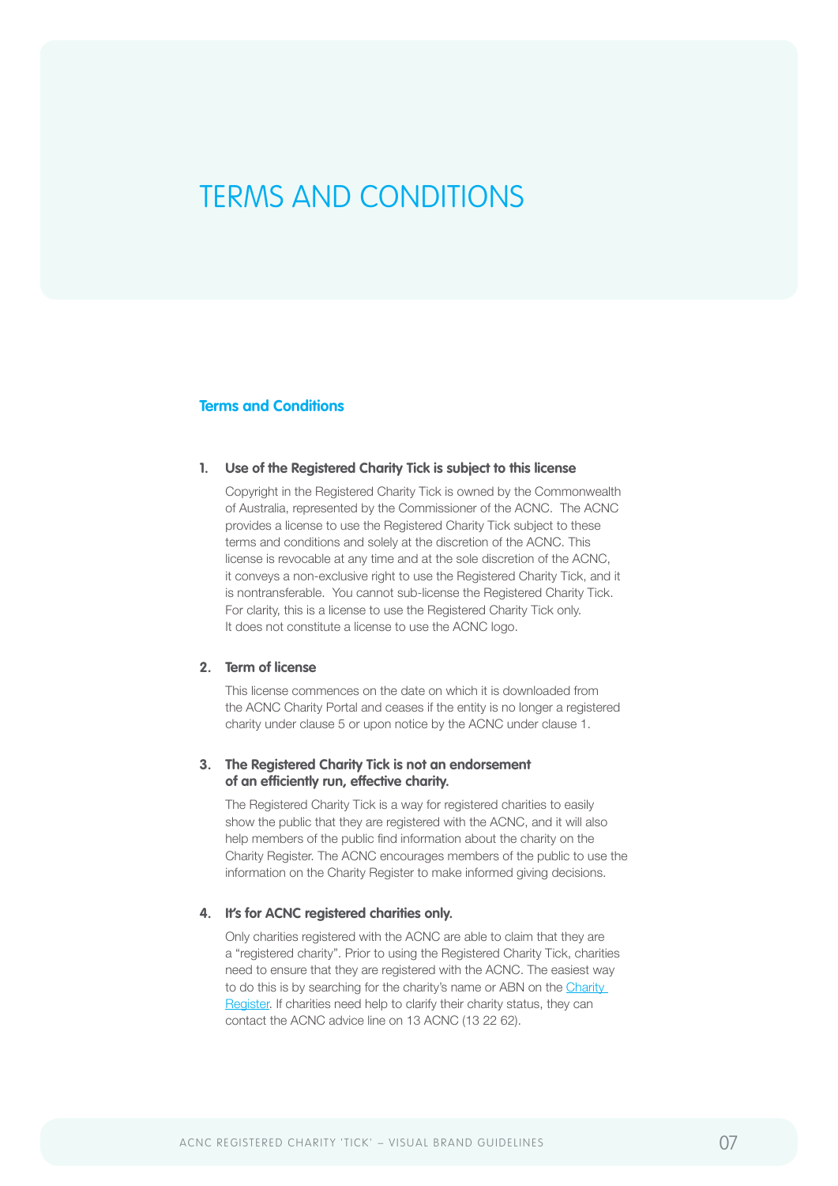# TERMS AND CONDITIONS

## Terms and Conditions

1. **Use of the Registered Charity Tick is subject to this license**

   Copyright in the Registered Charity Tick is owned by the Commonwealth of Australia, represented by the Commissioner of the ACNC. The ACNC provides a license to use the Registered Charity Tick subject to these terms and conditions and solely at the discretion of the ACNC. This license is revocable at any time and at the sole discretion of the ACNC, it conveys a non-exclusive right to use the Registered Charity Tick, and it is nontransferable. You cannot sub-license the Registered Charity Tick. For clarity, this is a license to use the Registered Charity Tick only. It does not constitute a license to use the ACNC logo.

2. **Term of license**

   This license commences on the date on which it is downloaded from the ACNC Charity Portal and ceases if the entity is no longer a registered charity under clause 5 or upon notice by the ACNC under clause 1.

3. **The Registered Charity Tick is not an endorsement of an efficiently run, effective charity.**

   The Registered Charity Tick is a way for registered charities to easily show the public that they are registered with the ACNC, and it will also help members of the public find information about the charity on the Charity Register. The ACNC encourages members of the public to use the information on the Charity Register to make informed giving decisions.

4. **It's for ACNC registered charities only.**

   Only charities registered with the ACNC are able to claim that they are a "registered charity". Prior to using the Registered Charity Tick, charities need to ensure that they are registered with the ACNC. The easiest way to do this is by searching for the charity's name or ABN on the Charity Register. If charities need help to clarify their charity status, they can contact the ACNC advice line on 13 ACNC (13 22 62).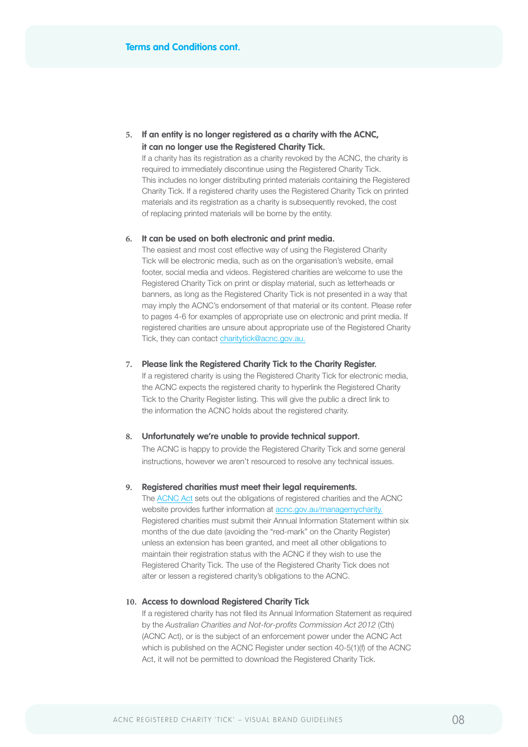## Terms and Conditions cont.

5. **If an entity is no longer registered as a charity with the ACNC, it can no longer use the Registered Charity Tick.**
   If a charity has its registration as a charity revoked by the ACNC, the charity is required to immediately discontinue using the Registered Charity Tick. This includes no longer distributing printed materials containing the Registered Charity Tick. If a registered charity uses the Registered Charity Tick on printed materials and its registration as a charity is subsequently revoked, the cost of replacing printed materials will be borne by the entity.

6. **It can be used on both electronic and print media.**
   The easiest and most cost effective way of using the Registered Charity Tick will be electronic media, such as on the organisation's website, email footer, social media and videos. Registered charities are welcome to use the Registered Charity Tick on print or display material, such as letterheads or banners, as long as the Registered Charity Tick is not presented in a way that may imply the ACNC's endorsement of that material or its content. Please refer to pages 4-6 for examples of appropriate use on electronic and print media. If registered charities are unsure about appropriate use of the Registered Charity Tick, they can contact charitytick@acnc.gov.au.

7. **Please link the Registered Charity Tick to the Charity Register.**
   If a registered charity is using the Registered Charity Tick for electronic media, the ACNC expects the registered charity to hyperlink the Registered Charity Tick to the Charity Register listing. This will give the public a direct link to the information the ACNC holds about the registered charity.

8. **Unfortunately we're unable to provide technical support.**
   The ACNC is happy to provide the Registered Charity Tick and some general instructions, however we aren't resourced to resolve any technical issues.

9. **Registered charities must meet their legal requirements.**
   The ACNC Act sets out the obligations of registered charities and the ACNC website provides further information at acnc.gov.au/managemycharity. Registered charities must submit their Annual Information Statement within six months of the due date (avoiding the "red-mark" on the Charity Register) unless an extension has been granted, and meet all other obligations to maintain their registration status with the ACNC if they wish to use the Registered Charity Tick. The use of the Registered Charity Tick does not alter or lessen a registered charity's obligations to the ACNC.

10. **Access to download Registered Charity Tick**
    If a registered charity has not filed its Annual Information Statement as required by the *Australian Charities and Not-for-profits Commission Act 2012* (Cth) (ACNC Act), or is the subject of an enforcement power under the ACNC Act which is published on the ACNC Register under section 40-5(1)(f) of the ACNC Act, it will not be permitted to download the Registered Charity Tick.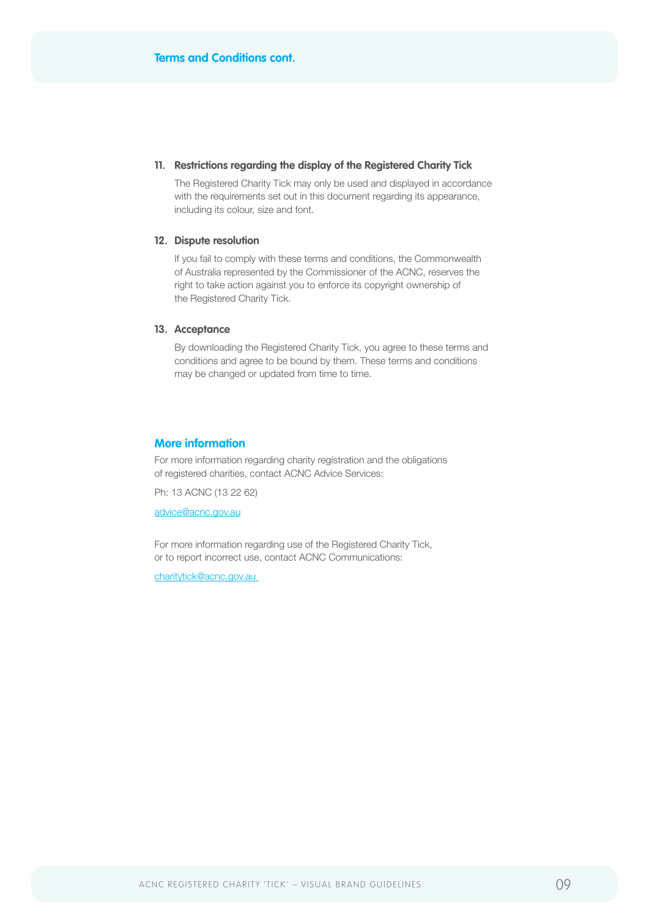## Terms and Conditions cont.

### 11. Restrictions regarding the display of the Registered Charity Tick

The Registered Charity Tick may only be used and displayed in accordance with the requirements set out in this document regarding its appearance, including its colour, size and font.

### 12. Dispute resolution

If you fail to comply with these terms and conditions, the Commonwealth of Australia represented by the Commissioner of the ACNC, reserves the right to take action against you to enforce its copyright ownership of the Registered Charity Tick.

### 13. Acceptance

By downloading the Registered Charity Tick, you agree to these terms and conditions and agree to be bound by them. These terms and conditions may be changed or updated from time to time.

## More information

For more information regarding charity registration and the obligations of registered charities, contact ACNC Advice Services:

Ph: 13 ACNC (13 22 62)

advice@acnc.gov.au

For more information regarding use of the Registered Charity Tick, or to report incorrect use, contact ACNC Communications:

charitytick@acnc.gov.au